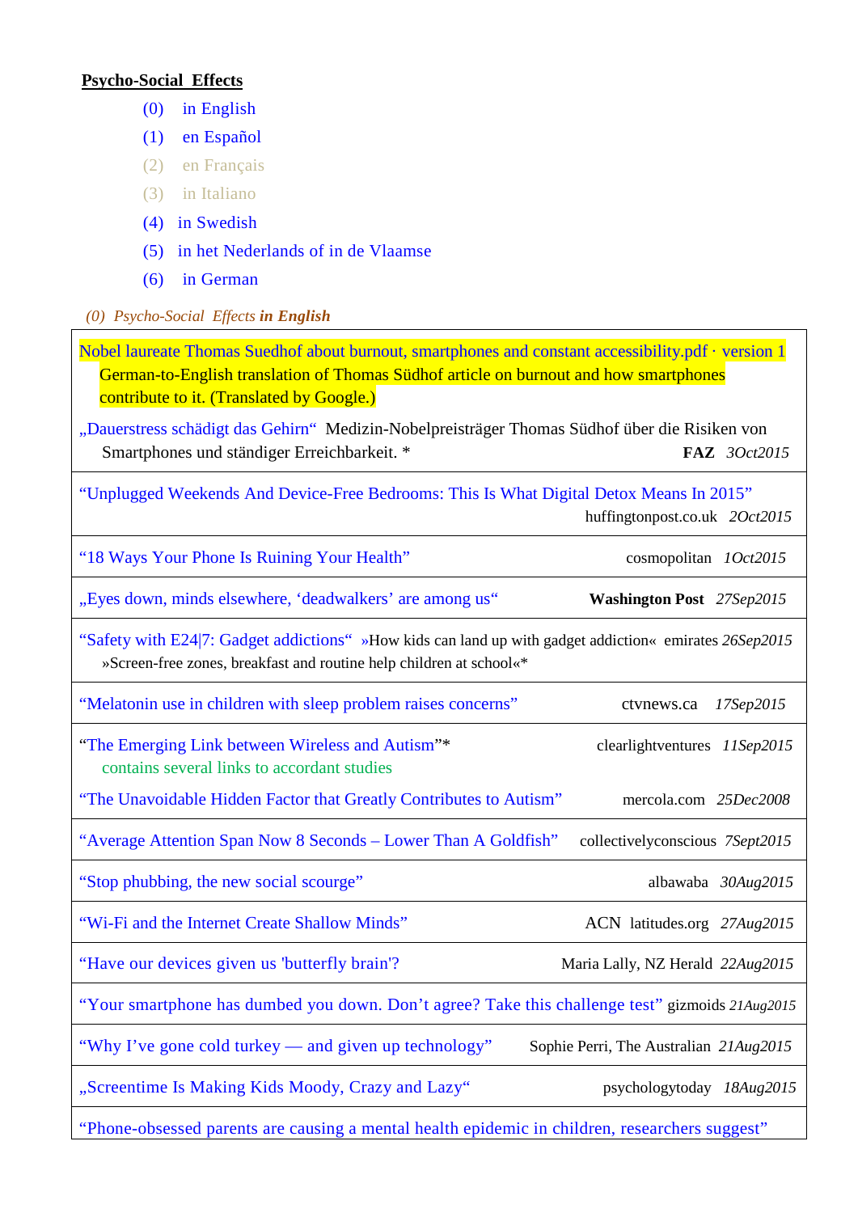**Psycho-Social Effects**

- (0) in English
- (1) en Español
- (2) en Français
- (3) in Italiano
- (4) in Swedish
- (5) in het Nederlands of in de Vlaamse
- (6) in German

*(0) Psycho-Social Effects* ***in English***

| |
|---|
| Nobel laureate Thomas Suedhof about burnout, smartphones and constant accessibility.pdf · version 1<br>German-to-English translation of Thomas Südhof article on burnout and how smartphones contribute to it. (Translated by Google.)<br><br>„Dauerstress schädigt das Gehirn“ Medizin-Nobelpreisträger Thomas Südhof über die Risiken von Smartphones und ständiger Erreichbarkeit. * **FAZ** *3Oct2015* |
| “Unplugged Weekends And Device-Free Bedrooms: This Is What Digital Detox Means In 2015” huffingtonpost.co.uk *2Oct2015* |
| “18 Ways Your Phone Is Ruining Your Health” cosmopolitan *1Oct2015* |
| „Eyes down, minds elsewhere, ‘deadwalkers’ are among us“ **Washington Post** *27Sep2015* |
| “Safety with E24\|7: Gadget addictions“ »How kids can land up with gadget addiction« emirates *26Sep2015*<br>»Screen-free zones, breakfast and routine help children at school«* |
| “Melatonin use in children with sleep problem raises concerns” ctvnews.ca *17Sep2015* |
| “The Emerging Link between Wireless and Autism”* clearlightventures *11Sep2015*<br>contains several links to accordant studies<br><br>“The Unavoidable Hidden Factor that Greatly Contributes to Autism” mercola.com *25Dec2008* |
| “Average Attention Span Now 8 Seconds – Lower Than A Goldfish” collectivelyconscious *7Sept2015* |
| “Stop phubbing, the new social scourge” albawaba *30Aug2015* |
| “Wi-Fi and the Internet Create Shallow Minds” ACN latitudes.org *27Aug2015* |
| “Have our devices given us 'butterfly brain'? Maria Lally, NZ Herald *22Aug2015* |
| “Your smartphone has dumbed you down. Don’t agree? Take this challenge test” gizmoids *21Aug2015* |
| “Why I’ve gone cold turkey — and given up technology” Sophie Perri, The Australian *21Aug2015* |
| „Screentime Is Making Kids Moody, Crazy and Lazy“ psychologytoday *18Aug2015* |
| “Phone-obsessed parents are causing a mental health epidemic in children, researchers suggest” |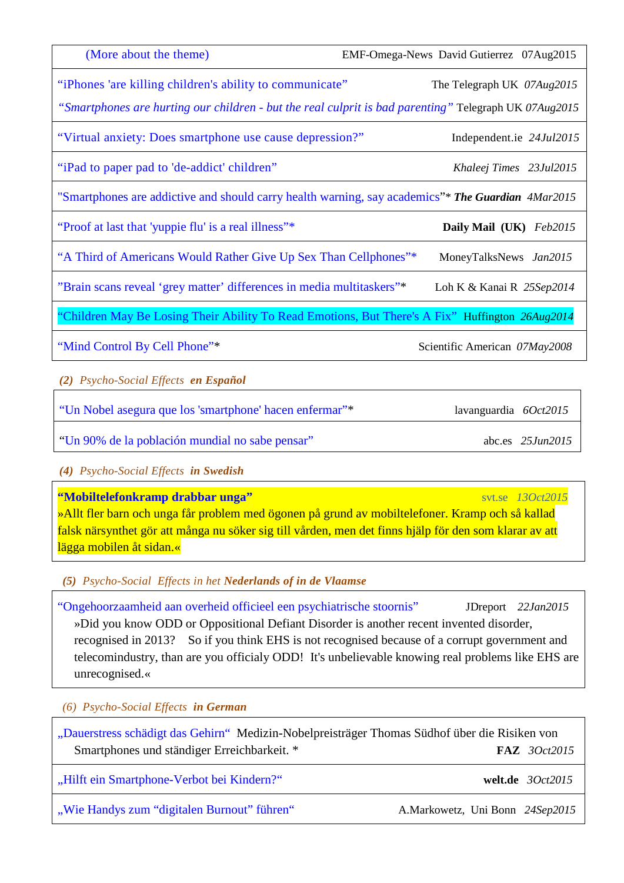| | |
|---|---|
| (More about the theme) | EMF-Omega-News David Gutierrez 07Aug2015 |
| "iPhones 'are killing children's ability to communicate" | The Telegraph UK *07Aug2015* |
| *"Smartphones are hurting our children - but the real culprit is bad parenting"* | Telegraph UK *07Aug2015* |
| "Virtual anxiety: Does smartphone use cause depression?" | Independent.ie *24Jul2015* |
| "iPad to paper pad to 'de-addict' children" | *Khaleej Times* *23Jul2015* |
| "Smartphones are addictive and should carry health warning, say academics"* | ***The Guardian*** *4Mar2015* |
| "Proof at last that 'yuppie flu' is a real illness"* | **Daily Mail (UK)** *Feb2015* |
| "A Third of Americans Would Rather Give Up Sex Than Cellphones"* | MoneyTalksNews *Jan2015* |
| "Brain scans reveal 'grey matter' differences in media multitaskers"* | Loh K & Kanai R *25Sep2014* |
| "Children May Be Losing Their Ability To Read Emotions, But There's A Fix" | Huffington *26Aug2014* |
| "Mind Control By Cell Phone"* | Scientific American *07May2008* |

*(2) Psycho-Social Effects* ***en Español***

| | |
|---|---|
| "Un Nobel asegura que los 'smartphone' hacen enfermar"* | lavanguardia *6Oct2015* |
| "Un 90% de la población mundial no sabe pensar" | abc.es *25Jun2015* |

*(4) Psycho-Social Effects* ***in Swedish***

**"Mobiltelefonkramp drabbar unga"** svt.se *13Oct2015*
»Allt fler barn och unga får problem med ögonen på grund av mobiltelefoner. Kramp och så kallad falsk närsynthet gör att många nu söker sig till vården, men det finns hjälp för den som klarar av att lägga mobilen åt sidan.«

*(5) Psycho-Social Effects in het* ***Nederlands of in de Vlaamse***

"Ongehoorzaamheid aan overheid officieel een psychiatrische stoornis" JDreport *22Jan2015*
»Did you know ODD or Oppositional Defiant Disorder is another recent invented disorder, recognised in 2013? So if you think EHS is not recognised because of a corrupt government and telecomindustry, than are you officialy ODD! It's unbelievable knowing real problems like EHS are unrecognised.«

*(6) Psycho-Social Effects* ***in German***

| | |
|---|---|
| „Dauerstress schädigt das Gehirn" Medizin-Nobelpreisträger Thomas Südhof über die Risiken von Smartphones und ständiger Erreichbarkeit. * | **FAZ** *3Oct2015* |
| „Hilft ein Smartphone-Verbot bei Kindern?" | **welt.de** *3Oct2015* |
| „Wie Handys zum "digitalen Burnout" führen" | A.Markowetz, Uni Bonn *24Sep2015* |